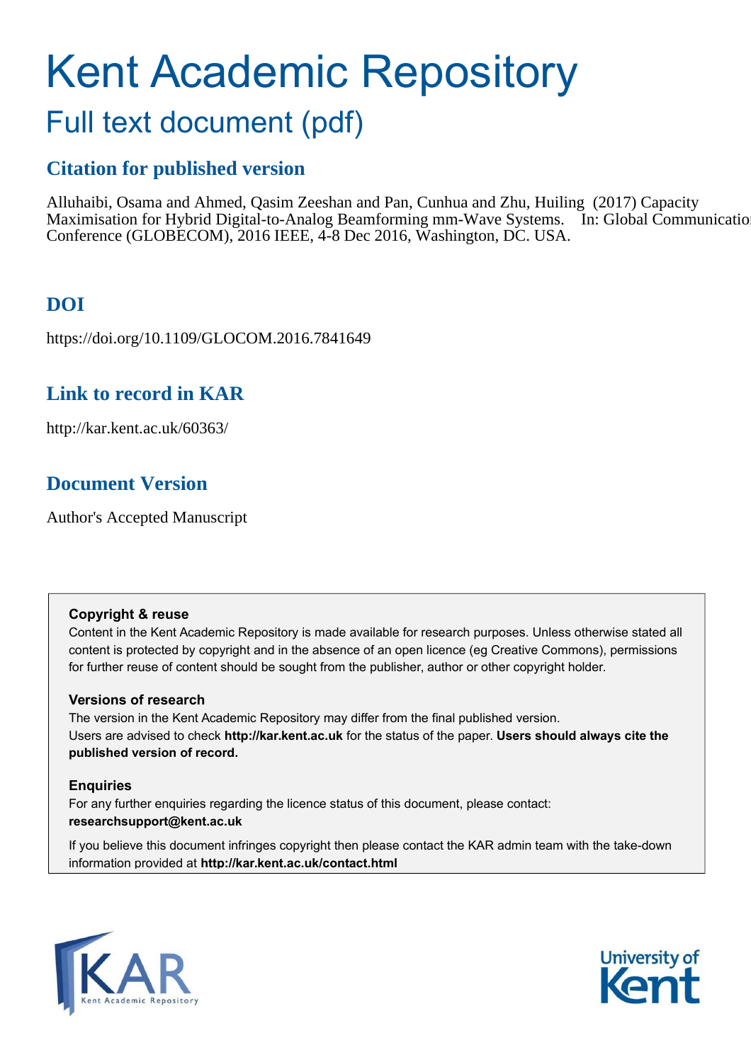# Kent Academic Repository

## Full text document (pdf)

### Citation for published version

Alluhaibi, Osama and Ahmed, Qasim Zeeshan and Pan, Cunhua and Zhu, Huiling (2017) Capacity Maximisation for Hybrid Digital-to-Analog Beamforming mm-Wave Systems. In: Global Communication Conference (GLOBECOM), 2016 IEEE, 4-8 Dec 2016, Washington, DC. USA.

### DOI

https://doi.org/10.1109/GLOCOM.2016.7841649

### Link to record in KAR

http://kar.kent.ac.uk/60363/

### Document Version

Author's Accepted Manuscript

**Copyright & reuse**

Content in the Kent Academic Repository is made available for research purposes. Unless otherwise stated all content is protected by copyright and in the absence of an open licence (eg Creative Commons), permissions for further reuse of content should be sought from the publisher, author or other copyright holder.

**Versions of research**

The version in the Kent Academic Repository may differ from the final published version. Users are advised to check **http://kar.kent.ac.uk** for the status of the paper. **Users should always cite the published version of record.**

**Enquiries**

For any further enquiries regarding the licence status of this document, please contact: **researchsupport@kent.ac.uk**

If you believe this document infringes copyright then please contact the KAR admin team with the take-down information provided at **http://kar.kent.ac.uk/contact.html**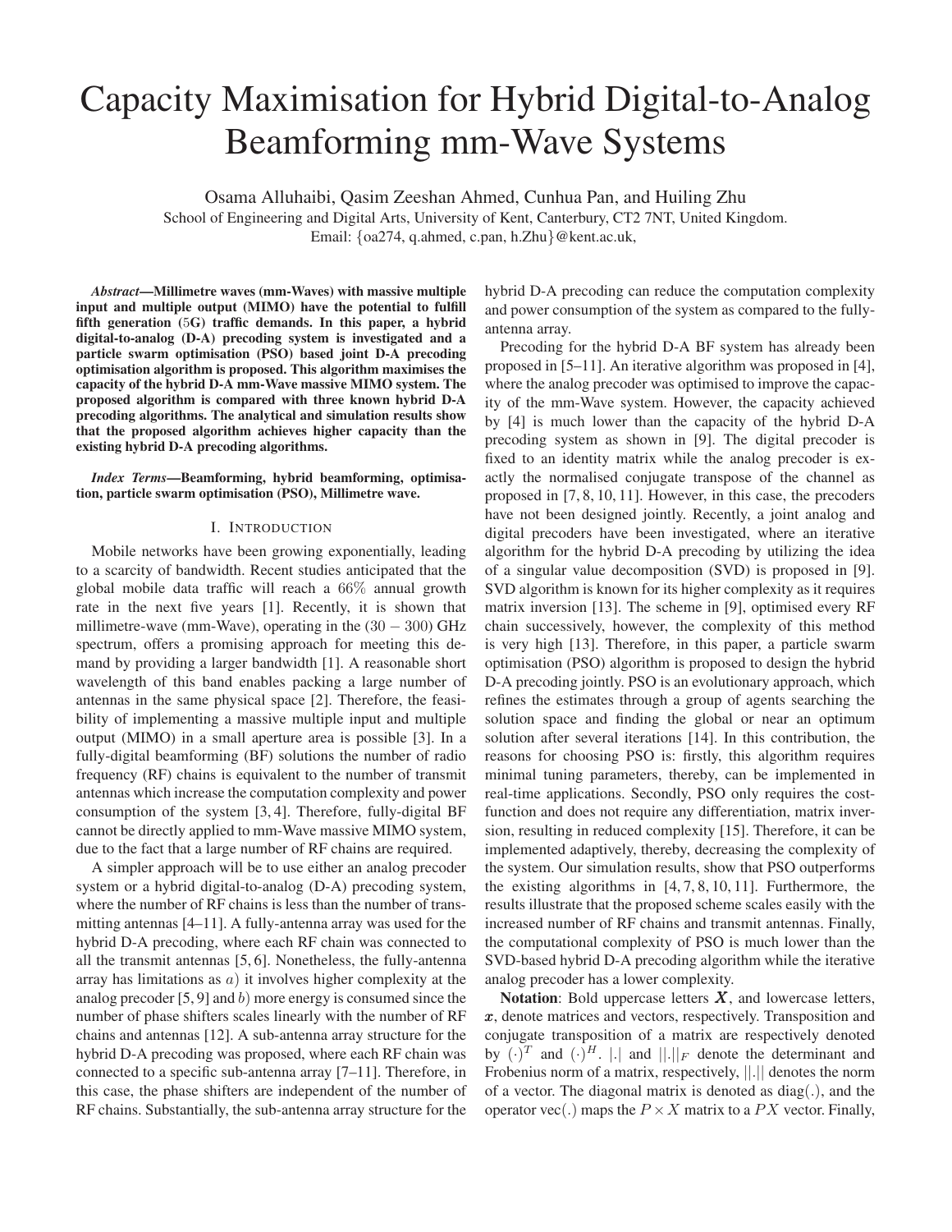# Capacity Maximisation for Hybrid Digital-to-Analog Beamforming mm-Wave Systems

Osama Alluhaibi, Qasim Zeeshan Ahmed, Cunhua Pan, and Huiling Zhu

School of Engineering and Digital Arts, University of Kent, Canterbury, CT2 7NT, United Kingdom.
Email: {oa274, q.ahmed, c.pan, h.Zhu}@kent.ac.uk,

***Abstract*—Millimetre waves (mm-Waves) with massive multiple input and multiple output (MIMO) have the potential to fulfill fifth generation (5G) traffic demands. In this paper, a hybrid digital-to-analog (D-A) precoding system is investigated and a particle swarm optimisation (PSO) based joint D-A precoding optimisation algorithm is proposed. This algorithm maximises the capacity of the hybrid D-A mm-Wave massive MIMO system. The proposed algorithm is compared with three known hybrid D-A precoding algorithms. The analytical and simulation results show that the proposed algorithm achieves higher capacity than the existing hybrid D-A precoding algorithms.**

***Index Terms*—Beamforming, hybrid beamforming, optimisation, particle swarm optimisation (PSO), Millimetre wave.**

## I. Introduction

Mobile networks have been growing exponentially, leading to a scarcity of bandwidth. Recent studies anticipated that the global mobile data traffic will reach a 66% annual growth rate in the next five years [1]. Recently, it is shown that millimetre-wave (mm-Wave), operating in the $(30 - 300)$ GHz spectrum, offers a promising approach for meeting this demand by providing a larger bandwidth [1]. A reasonable short wavelength of this band enables packing a large number of antennas in the same physical space [2]. Therefore, the feasibility of implementing a massive multiple input and multiple output (MIMO) in a small aperture area is possible [3]. In a fully-digital beamforming (BF) solutions the number of radio frequency (RF) chains is equivalent to the number of transmit antennas which increase the computation complexity and power consumption of the system [3, 4]. Therefore, fully-digital BF cannot be directly applied to mm-Wave massive MIMO system, due to the fact that a large number of RF chains are required.

A simpler approach will be to use either an analog precoder system or a hybrid digital-to-analog (D-A) precoding system, where the number of RF chains is less than the number of transmitting antennas [4–11]. A fully-antenna array was used for the hybrid D-A precoding, where each RF chain was connected to all the transmit antennas [5, 6]. Nonetheless, the fully-antenna array has limitations as $a)$ it involves higher complexity at the analog precoder [5, 9] and $b)$ more energy is consumed since the number of phase shifters scales linearly with the number of RF chains and antennas [12]. A sub-antenna array structure for the hybrid D-A precoding was proposed, where each RF chain was connected to a specific sub-antenna array [7–11]. Therefore, in this case, the phase shifters are independent of the number of RF chains. Substantially, the sub-antenna array structure for the hybrid D-A precoding can reduce the computation complexity and power consumption of the system as compared to the fully-antenna array.

Precoding for the hybrid D-A BF system has already been proposed in [5–11]. An iterative algorithm was proposed in [4], where the analog precoder was optimised to improve the capacity of the mm-Wave system. However, the capacity achieved by [4] is much lower than the capacity of the hybrid D-A precoding system as shown in [9]. The digital precoder is fixed to an identity matrix while the analog precoder is exactly the normalised conjugate transpose of the channel as proposed in [7, 8, 10, 11]. However, in this case, the precoders have not been designed jointly. Recently, a joint analog and digital precoders have been investigated, where an iterative algorithm for the hybrid D-A precoding by utilizing the idea of a singular value decomposition (SVD) is proposed in [9]. SVD algorithm is known for its higher complexity as it requires matrix inversion [13]. The scheme in [9], optimised every RF chain successively, however, the complexity of this method is very high [13]. Therefore, in this paper, a particle swarm optimisation (PSO) algorithm is proposed to design the hybrid D-A precoding jointly. PSO is an evolutionary approach, which refines the estimates through a group of agents searching the solution space and finding the global or near an optimum solution after several iterations [14]. In this contribution, the reasons for choosing PSO is: firstly, this algorithm requires minimal tuning parameters, thereby, can be implemented in real-time applications. Secondly, PSO only requires the cost-function and does not require any differentiation, matrix inversion, resulting in reduced complexity [15]. Therefore, it can be implemented adaptively, thereby, decreasing the complexity of the system. Our simulation results, show that PSO outperforms the existing algorithms in [4, 7, 8, 10, 11]. Furthermore, the results illustrate that the proposed scheme scales easily with the increased number of RF chains and transmit antennas. Finally, the computational complexity of PSO is much lower than the SVD-based hybrid D-A precoding algorithm while the iterative analog precoder has a lower complexity.

**Notation**: Bold uppercase letters $\boldsymbol{X}$, and lowercase letters, $\boldsymbol{x}$, denote matrices and vectors, respectively. Transposition and conjugate transposition of a matrix are respectively denoted by $(\cdot)^T$ and $(\cdot)^H$. $|.|$ and $||.||_F$ denote the determinant and Frobenius norm of a matrix, respectively, $||.||$ denotes the norm of a vector. The diagonal matrix is denoted as diag$(.)$, and the operator vec$(.)$ maps the $P \times X$ matrix to a $PX$ vector. Finally,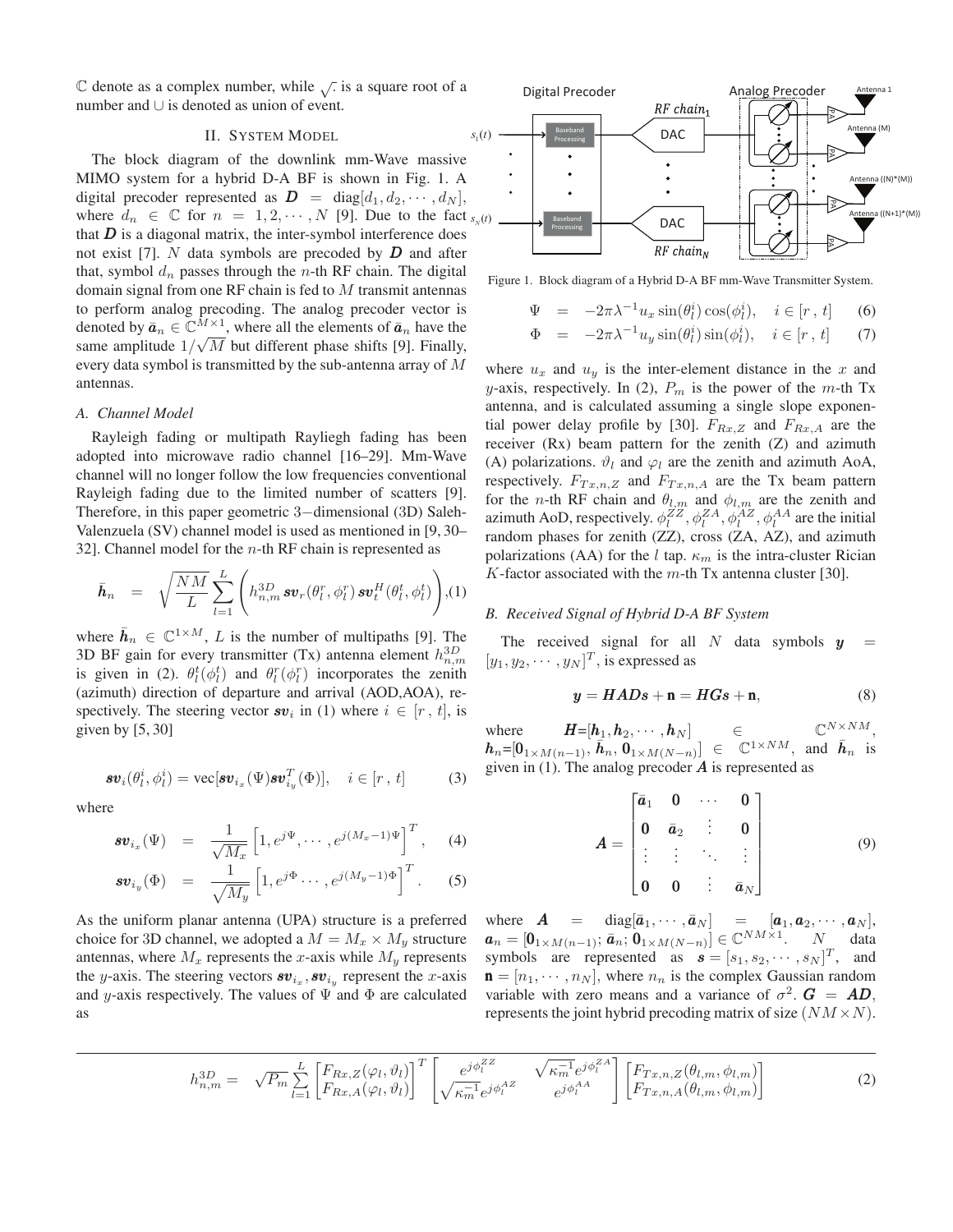$\mathbb{C}$ denote as a complex number, while $\sqrt{\cdot}$ is a square root of a number and $\cup$ is denoted as union of event.

## II. System Model

The block diagram of the downlink mm-Wave massive MIMO system for a hybrid D-A BF is shown in Fig. 1. A digital precoder represented as $\boldsymbol{D} = \operatorname{diag}[d_1, d_2, \cdots, d_N]$, where $d_n \in \mathbb{C}$ for $n = 1, 2, \cdots, N$ [9]. Due to the fact that $\boldsymbol{D}$ is a diagonal matrix, the inter-symbol interference does not exist [7]. $N$ data symbols are precoded by $\boldsymbol{D}$ and after that, symbol $d_n$ passes through the $n$-th RF chain. The digital domain signal from one RF chain is fed to $M$ transmit antennas to perform analog precoding. The analog precoder vector is denoted by $\bar{\boldsymbol{a}}_n \in \mathbb{C}^{M\times 1}$, where all the elements of $\bar{\boldsymbol{a}}_n$ have the same amplitude $1/\sqrt{M}$ but different phase shifts [9]. Finally, every data symbol is transmitted by the sub-antenna array of $M$ antennas.

Figure 1. Block diagram of a Hybrid D-A BF mm-Wave Transmitter System.

### A. Channel Model

Rayleigh fading or multipath Rayliegh fading has been adopted into microwave radio channel [16–29]. Mm-Wave channel will no longer follow the low frequencies conventional Rayleigh fading due to the limited number of scatters [9]. Therefore, in this paper geometric 3−dimensional (3D) Saleh-Valenzuela (SV) channel model is used as mentioned in [9, 30–32]. Channel model for the $n$-th RF chain is represented as

$$\bar{\boldsymbol{h}}_n = \sqrt{\frac{NM}{L}} \sum_{l=1}^{L} \left( h^{3D}_{n,m}\, \boldsymbol{sv}_r(\theta^r_l, \phi^r_l)\, \boldsymbol{sv}^H_t(\theta^t_l, \phi^t_l) \right), \quad (1)$$

where $\bar{\boldsymbol{h}}_n \in \mathbb{C}^{1\times M}$, $L$ is the number of multipaths [9]. The 3D BF gain for every transmitter (Tx) antenna element $h^{3D}_{n,m}$ is given in (2). $\theta^t_l(\phi^t_l)$ and $\theta^r_l(\phi^r_l)$ incorporates the zenith (azimuth) direction of departure and arrival (AOD,AOA), respectively. The steering vector $\boldsymbol{sv}_i$ in (1) where $i \in [r\,,\,t]$, is given by [5, 30]

$$\boldsymbol{sv}_i(\theta^i_l, \phi^i_l) = \operatorname{vec}[\boldsymbol{sv}_{i_x}(\Psi)\boldsymbol{sv}^T_{i_y}(\Phi)], \quad i \in [r\,,\,t] \quad (3)$$

where

$$\boldsymbol{sv}_{i_x}(\Psi) = \frac{1}{\sqrt{M_x}}\left[1, e^{j\Psi}, \cdots, e^{j(M_x-1)\Psi}\right]^T, \quad (4)$$

$$\boldsymbol{sv}_{i_y}(\Phi) = \frac{1}{\sqrt{M_y}}\left[1, e^{j\Phi} \cdots, e^{j(M_y-1)\Phi}\right]^T. \quad (5)$$

As the uniform planar antenna (UPA) structure is a preferred choice for 3D channel, we adopted a $M = M_x \times M_y$ structure antennas, where $M_x$ represents the $x$-axis while $M_y$ represents the $y$-axis. The steering vectors $\boldsymbol{sv}_{i_x}, \boldsymbol{sv}_{i_y}$ represent the $x$-axis and $y$-axis respectively. The values of $\Psi$ and $\Phi$ are calculated as

$$\Psi = -2\pi\lambda^{-1}u_x \sin(\theta^i_l)\cos(\phi^i_l), \quad i \in [r\,,\,t] \quad (6)$$

$$\Phi = -2\pi\lambda^{-1}u_y \sin(\theta^i_l)\sin(\phi^i_l), \quad i \in [r\,,\,t] \quad (7)$$

where $u_x$ and $u_y$ is the inter-element distance in the $x$ and $y$-axis, respectively. In (2), $P_m$ is the power of the $m$-th Tx antenna, and is calculated assuming a single slope exponential power delay profile by [30]. $F_{Rx,Z}$ and $F_{Rx,A}$ are the receiver (Rx) beam pattern for the zenith (Z) and azimuth (A) polarizations. $\vartheta_l$ and $\varphi_l$ are the zenith and azimuth AoA, respectively. $F_{Tx,n,Z}$ and $F_{Tx,n,A}$ are the Tx beam pattern for the $n$-th RF chain and $\theta_{l,m}$ and $\phi_{l,m}$ are the zenith and azimuth AoD, respectively. $\phi^{ZZ}_l, \phi^{ZA}_l, \phi^{AZ}_l, \phi^{AA}_l$ are the initial random phases for zenith (ZZ), cross (ZA, AZ), and azimuth polarizations (AA) for the $l$ tap. $\kappa_m$ is the intra-cluster Rician $K$-factor associated with the $m$-th Tx antenna cluster [30].

### B. Received Signal of Hybrid D-A BF System

The received signal for all $N$ data symbols $\boldsymbol{y} = [y_1, y_2, \cdots, y_N]^T$, is expressed as

$$\boldsymbol{y} = \boldsymbol{HADs} + \mathbf{n} = \boldsymbol{HGs} + \mathbf{n}, \quad (8)$$

where $\boldsymbol{H}=[\boldsymbol{h}_1, \boldsymbol{h}_2, \cdots, \boldsymbol{h}_N] \in \mathbb{C}^{N\times NM}$, $\boldsymbol{h}_n=[\boldsymbol{0}_{1\times M(n-1)}, \bar{\boldsymbol{h}}_n, \boldsymbol{0}_{1\times M(N-n)}] \in \mathbb{C}^{1\times NM}$, and $\bar{\boldsymbol{h}}_n$ is given in (1). The analog precoder $\boldsymbol{A}$ is represented as

$$\boldsymbol{A} = \begin{bmatrix} \bar{\boldsymbol{a}}_1 & \boldsymbol{0} & \cdots & \boldsymbol{0} \\ \boldsymbol{0} & \bar{\boldsymbol{a}}_2 & \vdots & \boldsymbol{0} \\ \vdots & \vdots & \ddots & \vdots \\ \boldsymbol{0} & \boldsymbol{0} & \vdots & \bar{\boldsymbol{a}}_N \end{bmatrix} \quad (9)$$

where $\boldsymbol{A} = \operatorname{diag}[\bar{\boldsymbol{a}}_1, \cdots, \bar{\boldsymbol{a}}_N] = [\boldsymbol{a}_1, \boldsymbol{a}_2, \cdots, \boldsymbol{a}_N]$, $\boldsymbol{a}_n = [\boldsymbol{0}_{1\times M(n-1)}; \bar{\boldsymbol{a}}_n; \boldsymbol{0}_{1\times M(N-n)}] \in \mathbb{C}^{NM\times 1}$. $N$ data symbols are represented as $\boldsymbol{s} = [s_1, s_2, \cdots, s_N]^T$, and $\mathbf{n} = [n_1, \cdots, n_N]$, where $n_n$ is the complex Gaussian random variable with zero means and a variance of $\sigma^2$. $\boldsymbol{G} = \boldsymbol{AD}$, represents the joint hybrid precoding matrix of size $(NM \times N)$.

$$h^{3D}_{n,m} = \sqrt{P_m} \sum_{l=1}^{L} \begin{bmatrix} F_{Rx,Z}(\varphi_l, \vartheta_l) \\ F_{Rx,A}(\varphi_l, \vartheta_l) \end{bmatrix}^T \begin{bmatrix} e^{j\phi^{ZZ}_l} & \sqrt{\kappa^{-1}_m} e^{j\phi^{ZA}_l} \\ \sqrt{\kappa^{-1}_m} e^{j\phi^{AZ}_l} & e^{j\phi^{AA}_l} \end{bmatrix} \begin{bmatrix} F_{Tx,n,Z}(\theta_{l,m}, \phi_{l,m}) \\ F_{Tx,n,A}(\theta_{l,m}, \phi_{l,m}) \end{bmatrix} \quad (2)$$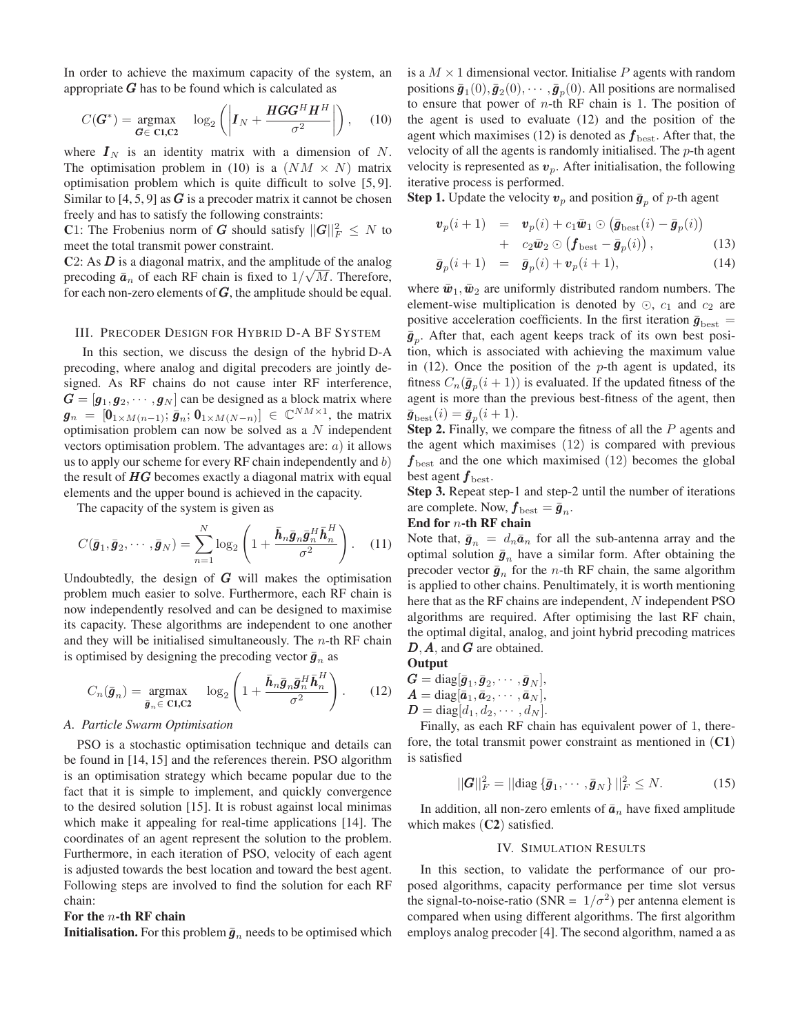In order to achieve the maximum capacity of the system, an appropriate $\boldsymbol{G}$ has to be found which is calculated as

$$C(\boldsymbol{G}^{*}) = \underset{\boldsymbol{G} \in \mathbf{C1,C2}}{\operatorname{argmax}} \quad \log_2 \left( \left| \boldsymbol{I}_N + \frac{\boldsymbol{H}\boldsymbol{G}\boldsymbol{G}^H\boldsymbol{H}^H}{\sigma^2} \right| \right), \quad (10)$$

where $\boldsymbol{I}_N$ is an identity matrix with a dimension of $N$. The optimisation problem in (10) is a $(NM \times N)$ matrix optimisation problem which is quite difficult to solve [5, 9]. Similar to [4, 5, 9] as $\boldsymbol{G}$ is a precoder matrix it cannot be chosen freely and has to satisfy the following constraints:

**C**1: The Frobenius norm of $\boldsymbol{G}$ should satisfy $||\boldsymbol{G}||_F^2 \leq N$ to meet the total transmit power constraint.

**C**2: As $\boldsymbol{D}$ is a diagonal matrix, and the amplitude of the analog precoding $\bar{\boldsymbol{a}}_n$ of each RF chain is fixed to $1/\sqrt{M}$. Therefore, for each non-zero elements of $\boldsymbol{G}$, the amplitude should be equal.

## III. Precoder Design for Hybrid D-A BF System

In this section, we discuss the design of the hybrid D-A precoding, where analog and digital precoders are jointly designed. As RF chains do not cause inter RF interference, $\boldsymbol{G} = [\boldsymbol{g}_1, \boldsymbol{g}_2, \cdots, \boldsymbol{g}_N]$ can be designed as a block matrix where $\boldsymbol{g}_n = [\boldsymbol{0}_{1\times M(n-1)}; \bar{\boldsymbol{g}}_n; \boldsymbol{0}_{1\times M(N-n)}] \in \mathbb{C}^{NM\times 1}$, the matrix optimisation problem can now be solved as a $N$ independent vectors optimisation problem. The advantages are: $a$) it allows us to apply our scheme for every RF chain independently and $b$) the result of $\boldsymbol{HG}$ becomes exactly a diagonal matrix with equal elements and the upper bound is achieved in the capacity.

The capacity of the system is given as

$$C(\bar{\boldsymbol{g}}_1, \bar{\boldsymbol{g}}_2, \cdots, \bar{\boldsymbol{g}}_N) = \sum_{n=1}^{N} \log_2 \left( 1 + \frac{\bar{\boldsymbol{h}}_n \bar{\boldsymbol{g}}_n \bar{\boldsymbol{g}}_n^H \bar{\boldsymbol{h}}_n^H}{\sigma^2} \right). \quad (11)$$

Undoubtedly, the design of $\boldsymbol{G}$ will makes the optimisation problem much easier to solve. Furthermore, each RF chain is now independently resolved and can be designed to maximise its capacity. These algorithms are independent to one another and they will be initialised simultaneously. The $n$-th RF chain is optimised by designing the precoding vector $\bar{\boldsymbol{g}}_n$ as

$$C_n(\bar{\boldsymbol{g}}_n) = \underset{\bar{\boldsymbol{g}}_n \in \mathbf{C1,C2}}{\operatorname{argmax}} \quad \log_2 \left( 1 + \frac{\bar{\boldsymbol{h}}_n \bar{\boldsymbol{g}}_n \bar{\boldsymbol{g}}_n^H \bar{\boldsymbol{h}}_n^H}{\sigma^2} \right). \quad (12)$$

### A. Particle Swarm Optimisation

PSO is a stochastic optimisation technique and details can be found in [14, 15] and the references therein. PSO algorithm is an optimisation strategy which became popular due to the fact that it is simple to implement, and quickly convergence to the desired solution [15]. It is robust against local minimas which make it appealing for real-time applications [14]. The coordinates of an agent represent the solution to the problem. Furthermore, in each iteration of PSO, velocity of each agent is adjusted towards the best location and toward the best agent. Following steps are involved to find the solution for each RF chain:

**For the $n$-th RF chain**

**Initialisation.** For this problem $\bar{\boldsymbol{g}}_n$ needs to be optimised which is a $M \times 1$ dimensional vector. Initialise $P$ agents with random positions $\bar{\boldsymbol{g}}_1(0), \bar{\boldsymbol{g}}_2(0), \cdots, \bar{\boldsymbol{g}}_p(0)$. All positions are normalised to ensure that power of $n$-th RF chain is 1. The position of the agent is used to evaluate (12) and the position of the agent which maximises (12) is denoted as $\boldsymbol{f}_{\text{best}}$. After that, the velocity of all the agents is randomly initialised. The $p$-th agent velocity is represented as $\boldsymbol{v}_p$. After initialisation, the following iterative process is performed.

**Step 1.** Update the velocity $\boldsymbol{v}_p$ and position $\bar{\boldsymbol{g}}_p$ of $p$-th agent

$$\begin{aligned} \boldsymbol{v}_p(i+1) &= \boldsymbol{v}_p(i) + c_1 \bar{\boldsymbol{w}}_1 \odot \left( \bar{\boldsymbol{g}}_{\text{best}}(i) - \bar{\boldsymbol{g}}_p(i) \right) \\ &+ c_2 \bar{\boldsymbol{w}}_2 \odot \left( \boldsymbol{f}_{\text{best}} - \bar{\boldsymbol{g}}_p(i) \right), \quad (13) \\ \bar{\boldsymbol{g}}_p(i+1) &= \bar{\boldsymbol{g}}_p(i) + \boldsymbol{v}_p(i+1), \quad (14) \end{aligned}$$

where $\bar{\boldsymbol{w}}_1, \bar{\boldsymbol{w}}_2$ are uniformly distributed random numbers. The element-wise multiplication is denoted by $\odot$, $c_1$ and $c_2$ are positive acceleration coefficients. In the first iteration $\bar{\boldsymbol{g}}_{\text{best}} = \bar{\boldsymbol{g}}_p$. After that, each agent keeps track of its own best position, which is associated with achieving the maximum value in (12). Once the position of the $p$-th agent is updated, its fitness $C_n(\bar{\boldsymbol{g}}_p(i+1))$ is evaluated. If the updated fitness of the agent is more than the previous best-fitness of the agent, then $\bar{\boldsymbol{g}}_{\text{best}}(i) = \bar{\boldsymbol{g}}_p(i+1)$.

**Step 2.** Finally, we compare the fitness of all the $P$ agents and the agent which maximises (12) is compared with previous $\boldsymbol{f}_{\text{best}}$ and the one which maximised (12) becomes the global best agent $\boldsymbol{f}_{\text{best}}$.

**Step 3.** Repeat step-1 and step-2 until the number of iterations are complete. Now, $\boldsymbol{f}_{\text{best}} = \bar{\boldsymbol{g}}_n$.

**End for $n$-th RF chain**

Note that, $\bar{\boldsymbol{g}}_n = d_n \bar{\boldsymbol{a}}_n$ for all the sub-antenna array and the optimal solution $\bar{\boldsymbol{g}}_n$ have a similar form. After obtaining the precoder vector $\bar{\boldsymbol{g}}_n$ for the $n$-th RF chain, the same algorithm is applied to other chains. Penultimately, it is worth mentioning here that as the RF chains are independent, $N$ independent PSO algorithms are required. After optimising the last RF chain, the optimal digital, analog, and joint hybrid precoding matrices $\boldsymbol{D}, \boldsymbol{A}$, and $\boldsymbol{G}$ are obtained.

**Output**

$\boldsymbol{G} = \text{diag}[\bar{\boldsymbol{g}}_1, \bar{\boldsymbol{g}}_2, \cdots, \bar{\boldsymbol{g}}_N]$,
$\boldsymbol{A} = \text{diag}[\bar{\boldsymbol{a}}_1, \bar{\boldsymbol{a}}_2, \cdots, \bar{\boldsymbol{a}}_N]$,
$\boldsymbol{D} = \text{diag}[d_1, d_2, \cdots, d_N]$.

Finally, as each RF chain has equivalent power of 1, therefore, the total transmit power constraint as mentioned in (**C1**) is satisfied

$$||\boldsymbol{G}||_F^2 = ||\text{diag}\left\{\bar{\boldsymbol{g}}_1, \cdots, \bar{\boldsymbol{g}}_N\right\}||_F^2 \leq N. \quad (15)$$

In addition, all non-zero emlents of $\bar{\boldsymbol{a}}_n$ have fixed amplitude which makes (**C2**) satisfied.

## IV. Simulation Results

In this section, to validate the performance of our proposed algorithms, capacity performance per time slot versus the signal-to-noise-ratio (SNR = $1/\sigma^2$) per antenna element is compared when using different algorithms. The first algorithm employs analog precoder [4]. The second algorithm, named a as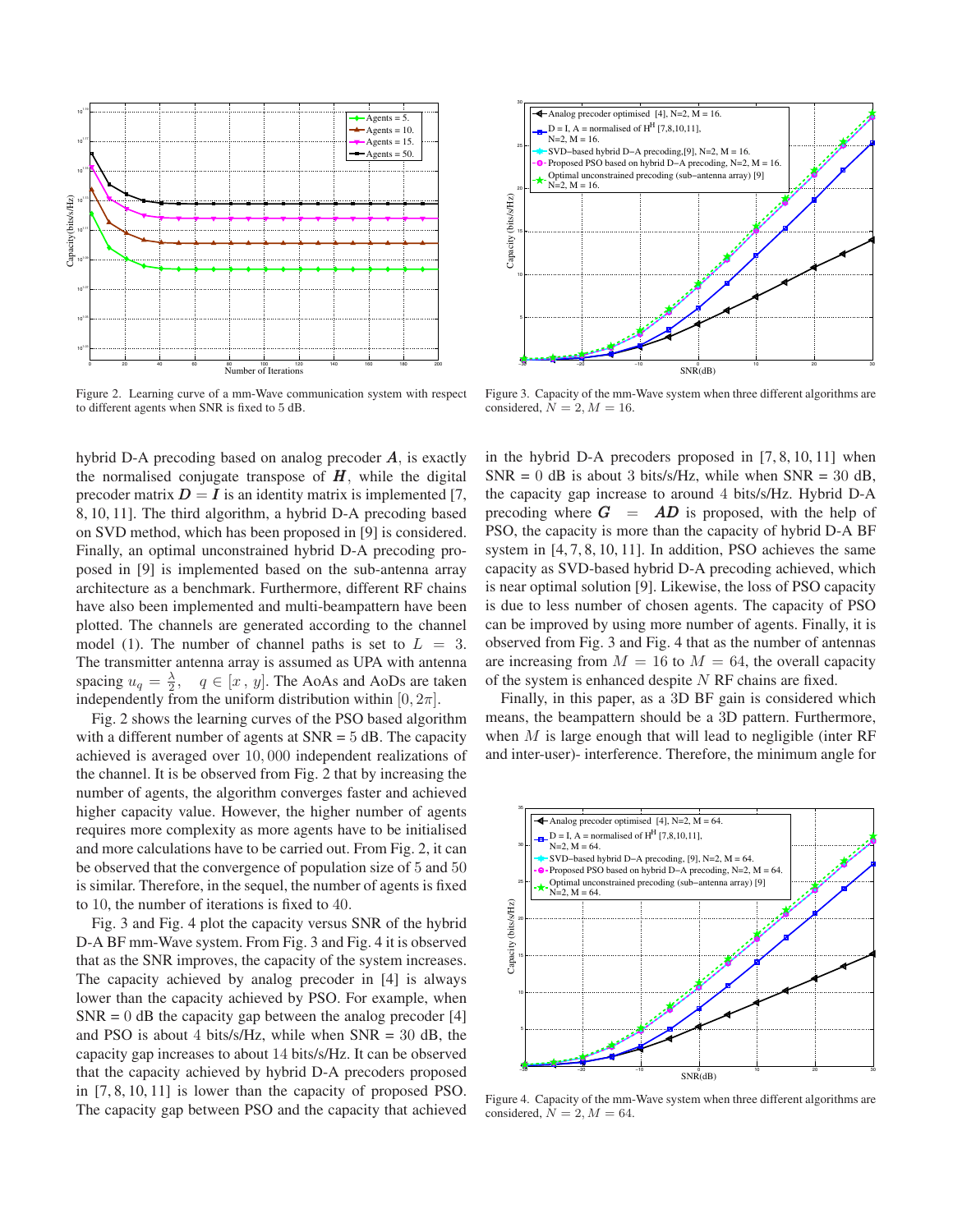Figure 2. Learning curve of a mm-Wave communication system with respect to different agents when SNR is fixed to 5 dB.

Figure 3. Capacity of the mm-Wave system when three different algorithms are considered, $N = 2, M = 16$.

hybrid D-A precoding based on analog precoder $\boldsymbol{A}$, is exactly the normalised conjugate transpose of $\boldsymbol{H}$, while the digital precoder matrix $\boldsymbol{D} = \boldsymbol{I}$ is an identity matrix is implemented [7, 8, 10, 11]. The third algorithm, a hybrid D-A precoding based on SVD method, which has been proposed in [9] is considered. Finally, an optimal unconstrained hybrid D-A precoding proposed in [9] is implemented based on the sub-antenna array architecture as a benchmark. Furthermore, different RF chains have also been implemented and multi-beampattern have been plotted. The channels are generated according to the channel model (1). The number of channel paths is set to $L = 3$. The transmitter antenna array is assumed as UPA with antenna spacing $u_q = \frac{\lambda}{2}, \quad q \in [x, y]$. The AoAs and AoDs are taken independently from the uniform distribution within $[0, 2\pi]$.

Fig. 2 shows the learning curves of the PSO based algorithm with a different number of agents at SNR = 5 dB. The capacity achieved is averaged over $10,000$ independent realizations of the channel. It is be observed from Fig. 2 that by increasing the number of agents, the algorithm converges faster and achieved higher capacity value. However, the higher number of agents requires more complexity as more agents have to be initialised and more calculations have to be carried out. From Fig. 2, it can be observed that the convergence of population size of 5 and 50 is similar. Therefore, in the sequel, the number of agents is fixed to 10, the number of iterations is fixed to 40.

Fig. 3 and Fig. 4 plot the capacity versus SNR of the hybrid D-A BF mm-Wave system. From Fig. 3 and Fig. 4 it is observed that as the SNR improves, the capacity of the system increases. The capacity achieved by analog precoder in [4] is always lower than the capacity achieved by PSO. For example, when SNR = 0 dB the capacity gap between the analog precoder [4] and PSO is about 4 bits/s/Hz, while when SNR = 30 dB, the capacity gap increases to about 14 bits/s/Hz. It can be observed that the capacity achieved by hybrid D-A precoders proposed in [7, 8, 10, 11] is lower than the capacity of proposed PSO. The capacity gap between PSO and the capacity that achieved in the hybrid D-A precoders proposed in [7, 8, 10, 11] when SNR = 0 dB is about 3 bits/s/Hz, while when SNR = 30 dB, the capacity gap increase to around 4 bits/s/Hz. Hybrid D-A precoding where $\boldsymbol{G} = \boldsymbol{AD}$ is proposed, with the help of PSO, the capacity is more than the capacity of hybrid D-A BF system in [4, 7, 8, 10, 11]. In addition, PSO achieves the same capacity as SVD-based hybrid D-A precoding achieved, which is near optimal solution [9]. Likewise, the loss of PSO capacity is due to less number of chosen agents. The capacity of PSO can be improved by using more number of agents. Finally, it is observed from Fig. 3 and Fig. 4 that as the number of antennas are increasing from $M = 16$ to $M = 64$, the overall capacity of the system is enhanced despite $N$ RF chains are fixed.

Finally, in this paper, as a 3D BF gain is considered which means, the beampattern should be a 3D pattern. Furthermore, when $M$ is large enough that will lead to negligible (inter RF and inter-user)- interference. Therefore, the minimum angle for

Figure 4. Capacity of the mm-Wave system when three different algorithms are considered, $N = 2, M = 64$.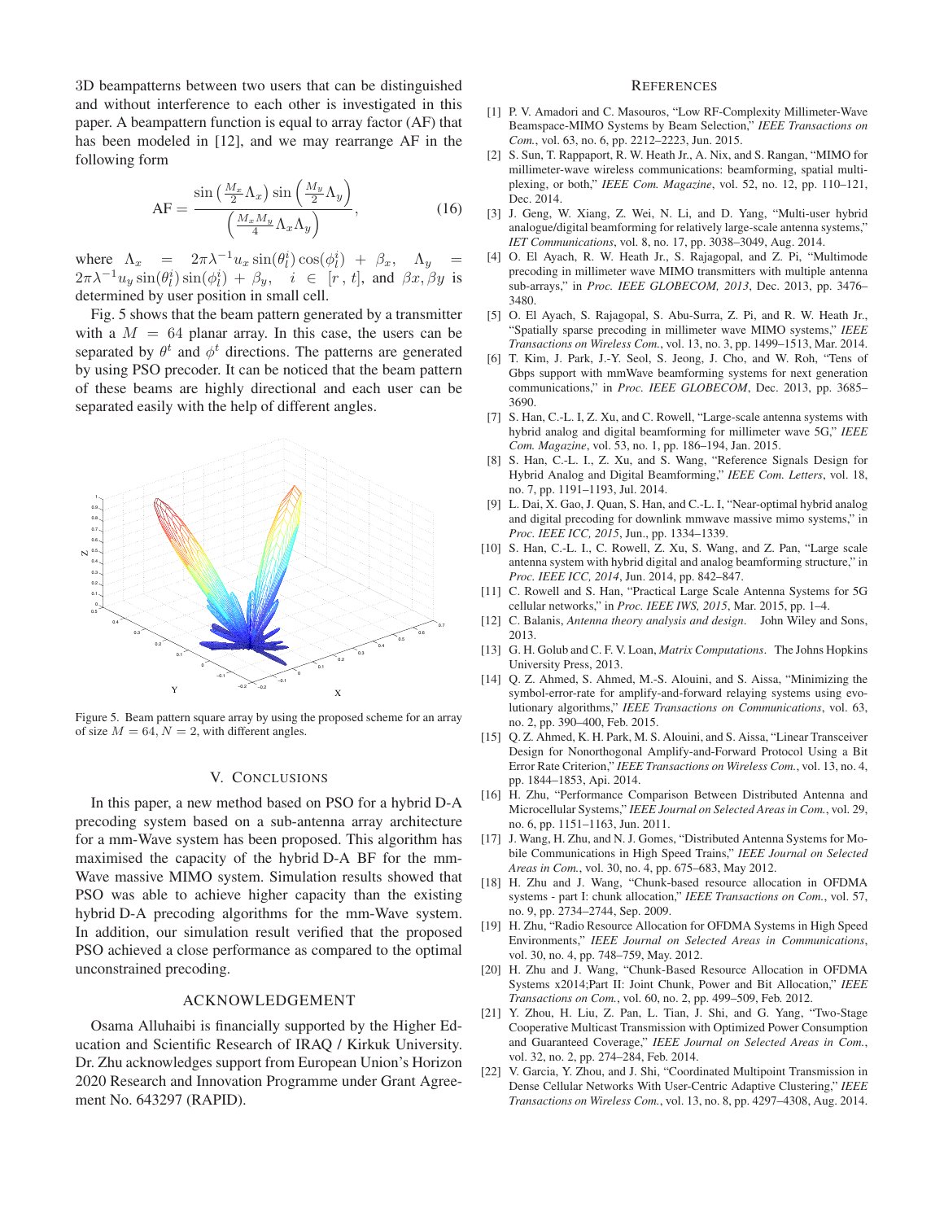3D beampatterns between two users that can be distinguished and without interference to each other is investigated in this paper. A beampattern function is equal to array factor (AF) that has been modeled in [12], and we may rearrange AF in the following form

$$\mathrm{AF} = \frac{\sin\left(\frac{M_x}{2}\Lambda_x\right)\sin\left(\frac{M_y}{2}\Lambda_y\right)}{\left(\frac{M_x M_y}{4}\Lambda_x\Lambda_y\right)}, \tag{16}$$

where $\Lambda_x = 2\pi\lambda^{-1}u_x \sin(\theta_l^i)\cos(\phi_l^i) + \beta_x$, $\Lambda_y = 2\pi\lambda^{-1}u_y \sin(\theta_l^i)\sin(\phi_l^i) + \beta_y$, $i \in [r\,, t]$, and $\beta x, \beta y$ is determined by user position in small cell.

Fig. 5 shows that the beam pattern generated by a transmitter with a $M = 64$ planar array. In this case, the users can be separated by $\theta^t$ and $\phi^t$ directions. The patterns are generated by using PSO precoder. It can be noticed that the beam pattern of these beams are highly directional and each user can be separated easily with the help of different angles.

Figure 5. Beam pattern square array by using the proposed scheme for an array of size $M = 64$, $N = 2$, with different angles.

## V. Conclusions

In this paper, a new method based on PSO for a hybrid D-A precoding system based on a sub-antenna array architecture for a mm-Wave system has been proposed. This algorithm has maximised the capacity of the hybrid D-A BF for the mm-Wave massive MIMO system. Simulation results showed that PSO was able to achieve higher capacity than the existing hybrid D-A precoding algorithms for the mm-Wave system. In addition, our simulation result verified that the proposed PSO achieved a close performance as compared to the optimal unconstrained precoding.

## Acknowledgement

Osama Alluhaibi is financially supported by the Higher Education and Scientific Research of IRAQ / Kirkuk University. Dr. Zhu acknowledges support from European Union's Horizon 2020 Research and Innovation Programme under Grant Agreement No. 643297 (RAPID).

## References

[1] P. V. Amadori and C. Masouros, "Low RF-Complexity Millimeter-Wave Beamspace-MIMO Systems by Beam Selection," *IEEE Transactions on Com.*, vol. 63, no. 6, pp. 2212–2223, Jun. 2015.

[2] S. Sun, T. Rappaport, R. W. Heath Jr., A. Nix, and S. Rangan, "MIMO for millimeter-wave wireless communications: beamforming, spatial multiplexing, or both," *IEEE Com. Magazine*, vol. 52, no. 12, pp. 110–121, Dec. 2014.

[3] J. Geng, W. Xiang, Z. Wei, N. Li, and D. Yang, "Multi-user hybrid analogue/digital beamforming for relatively large-scale antenna systems," *IET Communications*, vol. 8, no. 17, pp. 3038–3049, Aug. 2014.

[4] O. El Ayach, R. W. Heath Jr., S. Rajagopal, and Z. Pi, "Multimode precoding in millimeter wave MIMO transmitters with multiple antenna sub-arrays," in *Proc. IEEE GLOBECOM, 2013*, Dec. 2013, pp. 3476–3480.

[5] O. El Ayach, S. Rajagopal, S. Abu-Surra, Z. Pi, and R. W. Heath Jr., "Spatially sparse precoding in millimeter wave MIMO systems," *IEEE Transactions on Wireless Com.*, vol. 13, no. 3, pp. 1499–1513, Mar. 2014.

[6] T. Kim, J. Park, J.-Y. Seol, S. Jeong, J. Cho, and W. Roh, "Tens of Gbps support with mmWave beamforming systems for next generation communications," in *Proc. IEEE GLOBECOM*, Dec. 2013, pp. 3685–3690.

[7] S. Han, C.-L. I, Z. Xu, and C. Rowell, "Large-scale antenna systems with hybrid analog and digital beamforming for millimeter wave 5G," *IEEE Com. Magazine*, vol. 53, no. 1, pp. 186–194, Jan. 2015.

[8] S. Han, C.-L. I., Z. Xu, and S. Wang, "Reference Signals Design for Hybrid Analog and Digital Beamforming," *IEEE Com. Letters*, vol. 18, no. 7, pp. 1191–1193, Jul. 2014.

[9] L. Dai, X. Gao, J. Quan, S. Han, and C.-L. I, "Near-optimal hybrid analog and digital precoding for downlink mmwave massive mimo systems," in *Proc. IEEE ICC, 2015*, Jun., pp. 1334–1339.

[10] S. Han, C.-L. I., C. Rowell, Z. Xu, S. Wang, and Z. Pan, "Large scale antenna system with hybrid digital and analog beamforming structure," in *Proc. IEEE ICC, 2014*, Jun. 2014, pp. 842–847.

[11] C. Rowell and S. Han, "Practical Large Scale Antenna Systems for 5G cellular networks," in *Proc. IEEE IWS, 2015*, Mar. 2015, pp. 1–4.

[12] C. Balanis, *Antenna theory analysis and design*. John Wiley and Sons, 2013.

[13] G. H. Golub and C. F. V. Loan, *Matrix Computations*. The Johns Hopkins University Press, 2013.

[14] Q. Z. Ahmed, S. Ahmed, M.-S. Alouini, and S. Aissa, "Minimizing the symbol-error-rate for amplify-and-forward relaying systems using evolutionary algorithms," *IEEE Transactions on Communications*, vol. 63, no. 2, pp. 390–400, Feb. 2015.

[15] Q. Z. Ahmed, K. H. Park, M. S. Alouini, and S. Aissa, "Linear Transceiver Design for Nonorthogonal Amplify-and-Forward Protocol Using a Bit Error Rate Criterion," *IEEE Transactions on Wireless Com.*, vol. 13, no. 4, pp. 1844–1853, Api. 2014.

[16] H. Zhu, "Performance Comparison Between Distributed Antenna and Microcellular Systems," *IEEE Journal on Selected Areas in Com.*, vol. 29, no. 6, pp. 1151–1163, Jun. 2011.

[17] J. Wang, H. Zhu, and N. J. Gomes, "Distributed Antenna Systems for Mobile Communications in High Speed Trains," *IEEE Journal on Selected Areas in Com.*, vol. 30, no. 4, pp. 675–683, May 2012.

[18] H. Zhu and J. Wang, "Chunk-based resource allocation in OFDMA systems - part I: chunk allocation," *IEEE Transactions on Com.*, vol. 57, no. 9, pp. 2734–2744, Sep. 2009.

[19] H. Zhu, "Radio Resource Allocation for OFDMA Systems in High Speed Environments," *IEEE Journal on Selected Areas in Communications*, vol. 30, no. 4, pp. 748–759, May. 2012.

[20] H. Zhu and J. Wang, "Chunk-Based Resource Allocation in OFDMA Systems x2014;Part II: Joint Chunk, Power and Bit Allocation," *IEEE Transactions on Com.*, vol. 60, no. 2, pp. 499–509, Feb. 2012.

[21] Y. Zhou, H. Liu, Z. Pan, L. Tian, J. Shi, and G. Yang, "Two-Stage Cooperative Multicast Transmission with Optimized Power Consumption and Guaranteed Coverage," *IEEE Journal on Selected Areas in Com.*, vol. 32, no. 2, pp. 274–284, Feb. 2014.

[22] V. Garcia, Y. Zhou, and J. Shi, "Coordinated Multipoint Transmission in Dense Cellular Networks With User-Centric Adaptive Clustering," *IEEE Transactions on Wireless Com.*, vol. 13, no. 8, pp. 4297–4308, Aug. 2014.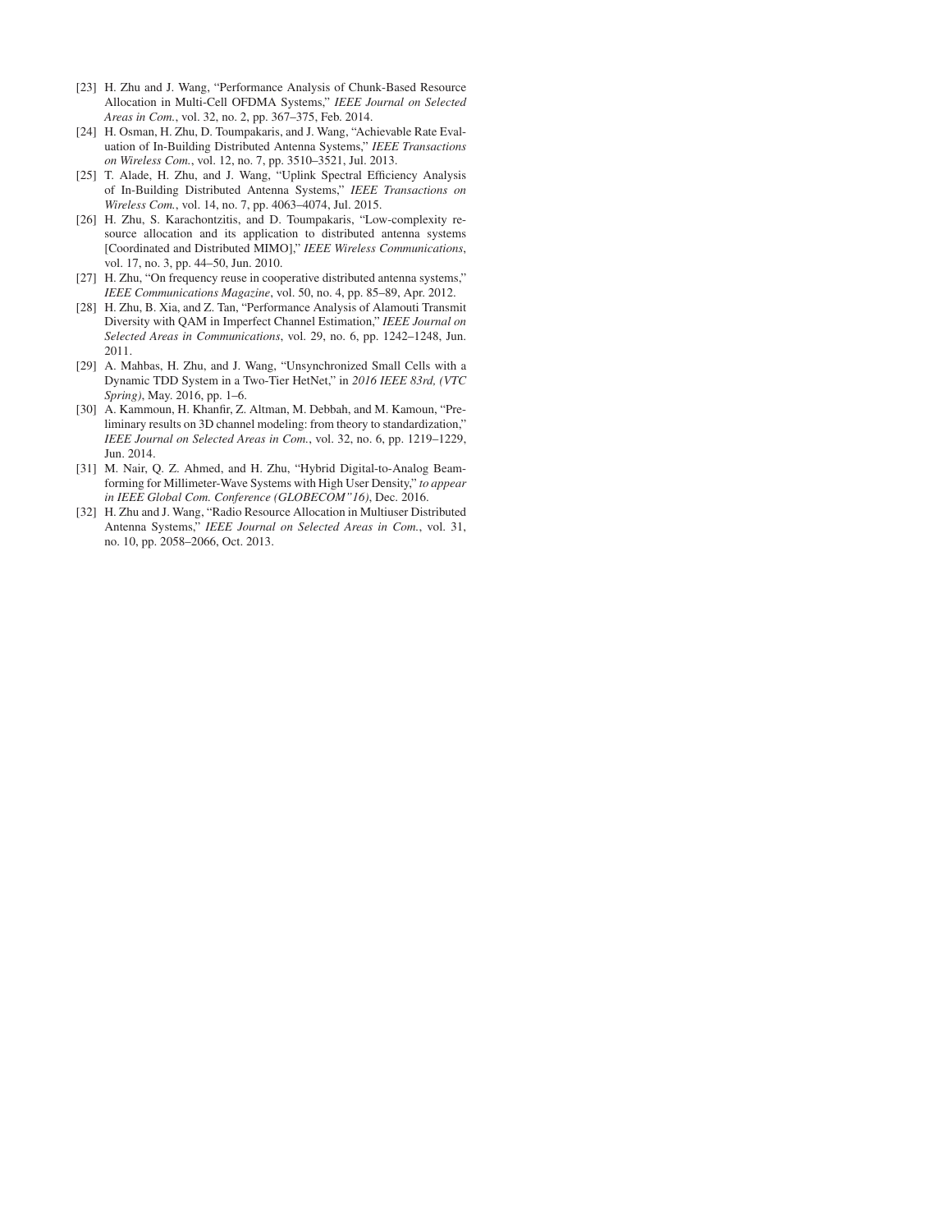[23] H. Zhu and J. Wang, "Performance Analysis of Chunk-Based Resource Allocation in Multi-Cell OFDMA Systems," *IEEE Journal on Selected Areas in Com.*, vol. 32, no. 2, pp. 367–375, Feb. 2014.

[24] H. Osman, H. Zhu, D. Toumpakaris, and J. Wang, "Achievable Rate Evaluation of In-Building Distributed Antenna Systems," *IEEE Transactions on Wireless Com.*, vol. 12, no. 7, pp. 3510–3521, Jul. 2013.

[25] T. Alade, H. Zhu, and J. Wang, "Uplink Spectral Efficiency Analysis of In-Building Distributed Antenna Systems," *IEEE Transactions on Wireless Com.*, vol. 14, no. 7, pp. 4063–4074, Jul. 2015.

[26] H. Zhu, S. Karachontzitis, and D. Toumpakaris, "Low-complexity resource allocation and its application to distributed antenna systems [Coordinated and Distributed MIMO]," *IEEE Wireless Communications*, vol. 17, no. 3, pp. 44–50, Jun. 2010.

[27] H. Zhu, "On frequency reuse in cooperative distributed antenna systems," *IEEE Communications Magazine*, vol. 50, no. 4, pp. 85–89, Apr. 2012.

[28] H. Zhu, B. Xia, and Z. Tan, "Performance Analysis of Alamouti Transmit Diversity with QAM in Imperfect Channel Estimation," *IEEE Journal on Selected Areas in Communications*, vol. 29, no. 6, pp. 1242–1248, Jun. 2011.

[29] A. Mahbas, H. Zhu, and J. Wang, "Unsynchronized Small Cells with a Dynamic TDD System in a Two-Tier HetNet," in *2016 IEEE 83rd, (VTC Spring)*, May. 2016, pp. 1–6.

[30] A. Kammoun, H. Khanfir, Z. Altman, M. Debbah, and M. Kamoun, "Preliminary results on 3D channel modeling: from theory to standardization," *IEEE Journal on Selected Areas in Com.*, vol. 32, no. 6, pp. 1219–1229, Jun. 2014.

[31] M. Nair, Q. Z. Ahmed, and H. Zhu, "Hybrid Digital-to-Analog Beamforming for Millimeter-Wave Systems with High User Density," *to appear in IEEE Global Com. Conference (GLOBECOM"16)*, Dec. 2016.

[32] H. Zhu and J. Wang, "Radio Resource Allocation in Multiuser Distributed Antenna Systems," *IEEE Journal on Selected Areas in Com.*, vol. 31, no. 10, pp. 2058–2066, Oct. 2013.